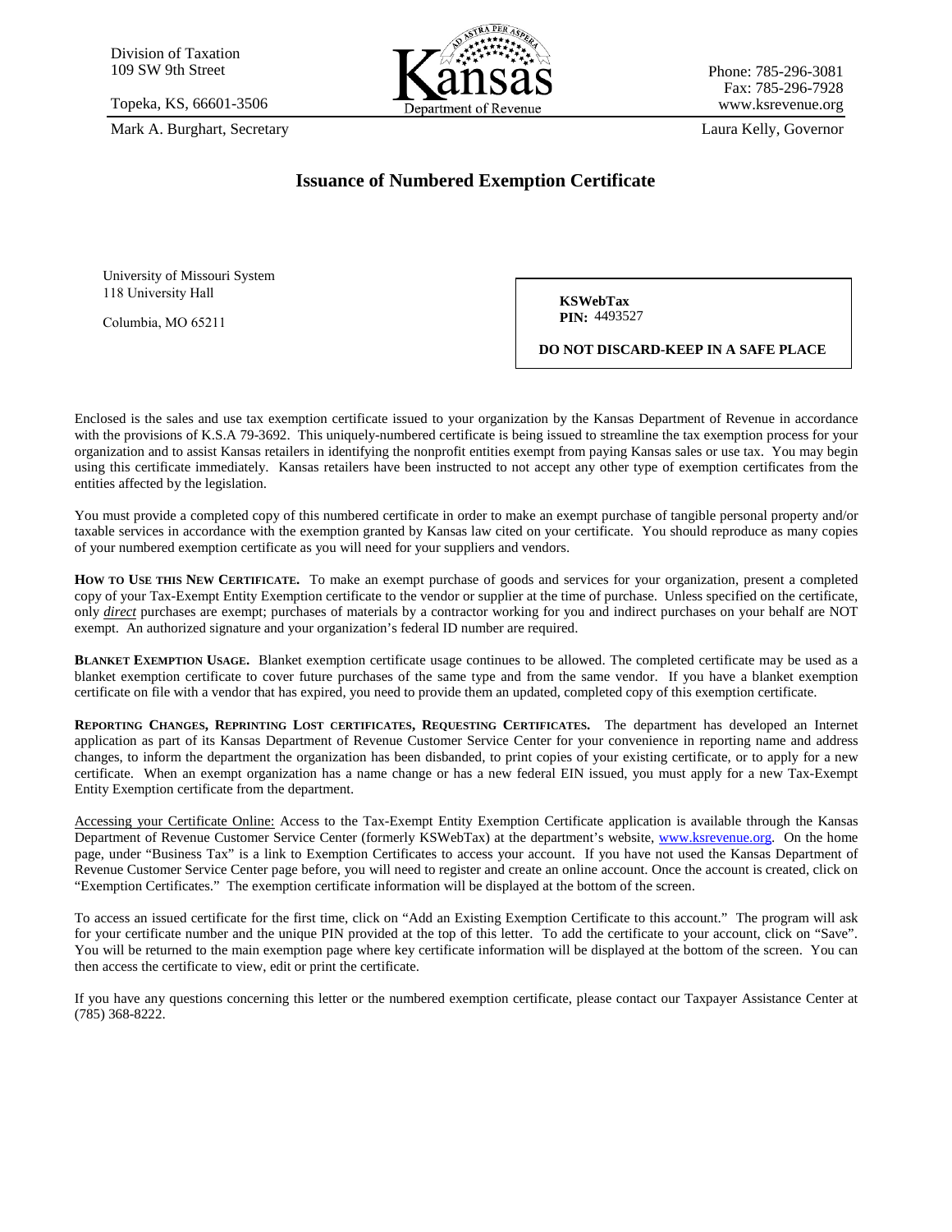Division of Taxation
109 SW 9th Street

Topeka, KS, 66601-3506

Mark A. Burghart, Secretary

Kansas Department of Revenue

Phone: 785-296-3081
Fax: 785-296-7928
www.ksrevenue.org

Laura Kelly, Governor

# Issuance of Numbered Exemption Certificate

University of Missouri System
118 University Hall

Columbia, MO 65211

**KSWebTax**
**PIN:** 4493527

**DO NOT DISCARD-KEEP IN A SAFE PLACE**

Enclosed is the sales and use tax exemption certificate issued to your organization by the Kansas Department of Revenue in accordance with the provisions of K.S.A 79-3692. This uniquely-numbered certificate is being issued to streamline the tax exemption process for your organization and to assist Kansas retailers in identifying the nonprofit entities exempt from paying Kansas sales or use tax. You may begin using this certificate immediately. Kansas retailers have been instructed to not accept any other type of exemption certificates from the entities affected by the legislation.

You must provide a completed copy of this numbered certificate in order to make an exempt purchase of tangible personal property and/or taxable services in accordance with the exemption granted by Kansas law cited on your certificate. You should reproduce as many copies of your numbered exemption certificate as you will need for your suppliers and vendors.

**HOW TO USE THIS NEW CERTIFICATE.** To make an exempt purchase of goods and services for your organization, present a completed copy of your Tax-Exempt Entity Exemption certificate to the vendor or supplier at the time of purchase. Unless specified on the certificate, only ***direct*** purchases are exempt; purchases of materials by a contractor working for you and indirect purchases on your behalf are NOT exempt. An authorized signature and your organization's federal ID number are required.

**BLANKET EXEMPTION USAGE.** Blanket exemption certificate usage continues to be allowed. The completed certificate may be used as a blanket exemption certificate to cover future purchases of the same type and from the same vendor. If you have a blanket exemption certificate on file with a vendor that has expired, you need to provide them an updated, completed copy of this exemption certificate.

**REPORTING CHANGES, REPRINTING LOST CERTIFICATES, REQUESTING CERTIFICATES.** The department has developed an Internet application as part of its Kansas Department of Revenue Customer Service Center for your convenience in reporting name and address changes, to inform the department the organization has been disbanded, to print copies of your existing certificate, or to apply for a new certificate. When an exempt organization has a name change or has a new federal EIN issued, you must apply for a new Tax-Exempt Entity Exemption certificate from the department.

Accessing your Certificate Online: Access to the Tax-Exempt Entity Exemption Certificate application is available through the Kansas Department of Revenue Customer Service Center (formerly KSWebTax) at the department's website, www.ksrevenue.org. On the home page, under "Business Tax" is a link to Exemption Certificates to access your account. If you have not used the Kansas Department of Revenue Customer Service Center page before, you will need to register and create an online account. Once the account is created, click on "Exemption Certificates." The exemption certificate information will be displayed at the bottom of the screen.

To access an issued certificate for the first time, click on "Add an Existing Exemption Certificate to this account." The program will ask for your certificate number and the unique PIN provided at the top of this letter. To add the certificate to your account, click on "Save". You will be returned to the main exemption page where key certificate information will be displayed at the bottom of the screen. You can then access the certificate to view, edit or print the certificate.

If you have any questions concerning this letter or the numbered exemption certificate, please contact our Taxpayer Assistance Center at (785) 368-8222.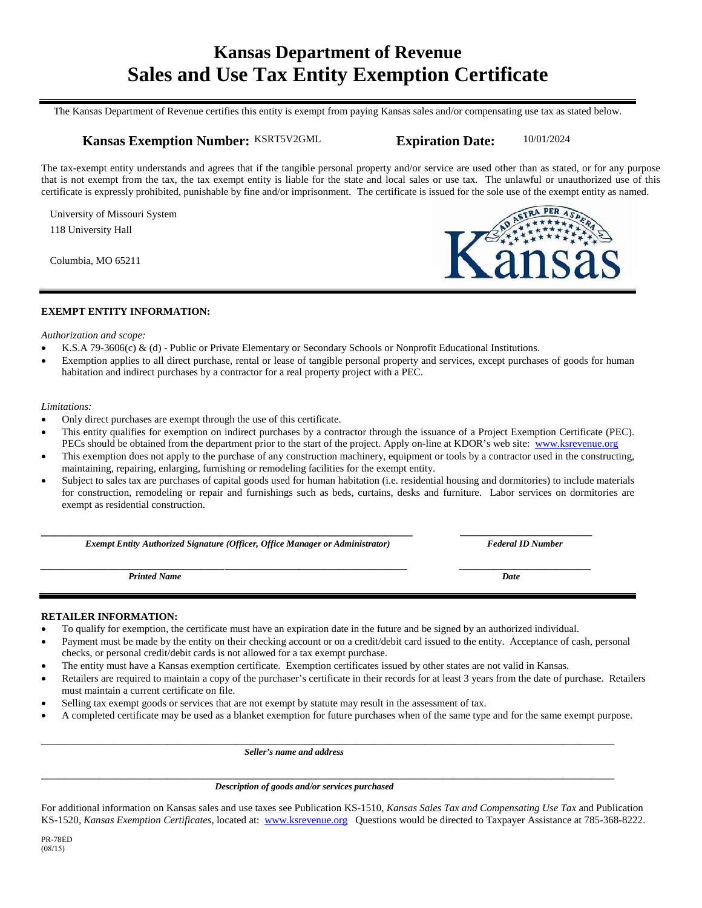# Kansas Department of Revenue
# Sales and Use Tax Entity Exemption Certificate

The Kansas Department of Revenue certifies this entity is exempt from paying Kansas sales and/or compensating use tax as stated below.

**Kansas Exemption Number:** KSRT5V2GML **Expiration Date:** 10/01/2024

The tax-exempt entity understands and agrees that if the tangible personal property and/or service are used other than as stated, or for any purpose that is not exempt from the tax, the tax exempt entity is liable for the state and local sales or use tax. The unlawful or unauthorized use of this certificate is expressly prohibited, punishable by fine and/or imprisonment. The certificate is issued for the sole use of the exempt entity as named.

University of Missouri System
118 University Hall

Columbia, MO 65211

Kansas

**EXEMPT ENTITY INFORMATION:**

*Authorization and scope:*

- K.S.A 79-3606(c) & (d) - Public or Private Elementary or Secondary Schools or Nonprofit Educational Institutions.
- Exemption applies to all direct purchase, rental or lease of tangible personal property and services, except purchases of goods for human habitation and indirect purchases by a contractor for a real property project with a PEC.

*Limitations:*

- Only direct purchases are exempt through the use of this certificate.
- This entity qualifies for exemption on indirect purchases by a contractor through the issuance of a Project Exemption Certificate (PEC). PECs should be obtained from the department prior to the start of the project. Apply on-line at KDOR's web site: www.ksrevenue.org
- This exemption does not apply to the purchase of any construction machinery, equipment or tools by a contractor used in the constructing, maintaining, repairing, enlarging, furnishing or remodeling facilities for the exempt entity.
- Subject to sales tax are purchases of capital goods used for human habitation (i.e. residential housing and dormitories) to include materials for construction, remodeling or repair and furnishings such as beds, curtains, desks and furniture. Labor services on dormitories are exempt as residential construction.

\_\_\_\_\_\_\_\_\_\_\_\_\_\_\_\_\_\_\_\_\_\_\_\_\_\_\_\_\_\_\_\_\_\_\_\_\_\_\_\_ \_\_\_\_\_\_\_\_\_\_\_\_\_\_\_\_\_\_\_\_
***Exempt Entity Authorized Signature (Officer, Office Manager or Administrator)*** ***Federal ID Number***

\_\_\_\_\_\_\_\_\_\_\_\_\_\_\_\_\_\_\_\_\_\_\_\_\_\_\_\_\_\_\_\_\_\_\_\_\_\_\_\_ \_\_\_\_\_\_\_\_\_\_\_\_\_\_\_\_\_\_\_\_
***Printed Name*** ***Date***

**RETAILER INFORMATION:**

- To qualify for exemption, the certificate must have an expiration date in the future and be signed by an authorized individual.
- Payment must be made by the entity on their checking account or on a credit/debit card issued to the entity. Acceptance of cash, personal checks, or personal credit/debit cards is not allowed for a tax exempt purchase.
- The entity must have a Kansas exemption certificate. Exemption certificates issued by other states are not valid in Kansas.
- Retailers are required to maintain a copy of the purchaser's certificate in their records for at least 3 years from the date of purchase. Retailers must maintain a current certificate on file.
- Selling tax exempt goods or services that are not exempt by statute may result in the assessment of tax.
- A completed certificate may be used as a blanket exemption for future purchases when of the same type and for the same exempt purpose.

\_\_\_\_\_\_\_\_\_\_\_\_\_\_\_\_\_\_\_\_\_\_\_\_\_\_\_\_\_\_\_\_\_\_\_\_\_\_\_\_\_\_\_\_\_\_\_\_\_\_\_\_\_\_\_\_\_\_
***Seller's name and address***

\_\_\_\_\_\_\_\_\_\_\_\_\_\_\_\_\_\_\_\_\_\_\_\_\_\_\_\_\_\_\_\_\_\_\_\_\_\_\_\_\_\_\_\_\_\_\_\_\_\_\_\_\_\_\_\_\_\_
***Description of goods and/or services purchased***

For additional information on Kansas sales and use taxes see Publication KS-1510, *Kansas Sales Tax and Compensating Use Tax* and Publication KS-1520, *Kansas Exemption Certificates*, located at: www.ksrevenue.org Questions would be directed to Taxpayer Assistance at 785-368-8222.

PR-78ED
(08/15)